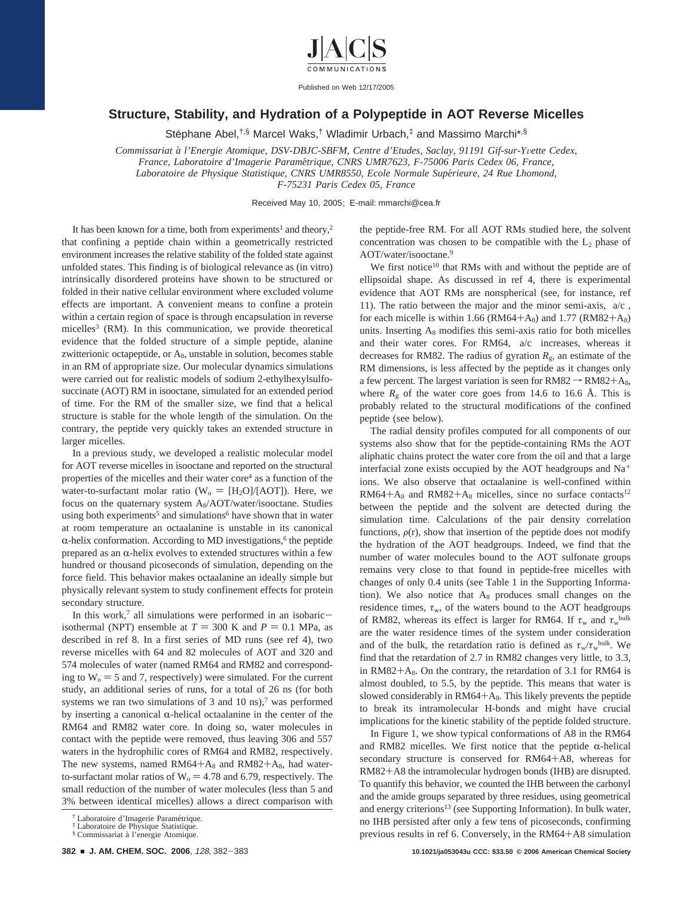# Structure, Stability, and Hydration of a Polypeptide in AOT Reverse Micelles

Stéphane Abel,[†,§] Marcel Waks,[†] Wladimir Urbach,[‡] and Massimo Marchi*[,§]

*Commissariat à l'Energie Atomique, DSV-DBJC-SBFM, Centre d'Etudes, Saclay, 91191 Gif-sur-Yvette Cedex, France, Laboratoire d'Imagerie Paramétrique, CNRS UMR7623, F-75006 Paris Cedex 06, France, Laboratoire de Physique Statistique, CNRS UMR8550, Ecole Normale Supérieure, 24 Rue Lhomond, F-75231 Paris Cedex 05, France*

Received May 10, 2005; E-mail: mmarchi@cea.fr

It has been known for a time, both from experiments[1] and theory,[2] that confining a peptide chain within a geometrically restricted environment increases the relative stability of the folded state against unfolded states. This finding is of biological relevance as (in vitro) intrinsically disordered proteins have shown to be structured or folded in their native cellular environment where excluded volume effects are important. A convenient means to confine a protein within a certain region of space is through encapsulation in reverse micelles[3] (RM). In this communication, we provide theoretical evidence that the folded structure of a simple peptide, alanine zwitterionic octapeptide, or $A_8$, unstable in solution, becomes stable in an RM of appropriate size. Our molecular dynamics simulations were carried out for realistic models of sodium 2-ethylhexylsulfosuccinate (AOT) RM in isooctane, simulated for an extended period of time. For the RM of the smaller size, we find that a helical structure is stable for the whole length of the simulation. On the contrary, the peptide very quickly takes an extended structure in larger micelles.

In a previous study, we developed a realistic molecular model for AOT reverse micelles in isooctane and reported on the structural properties of the micelles and their water core[4] as a function of the water-to-surfactant molar ratio ($W_o = [H_2O]/[AOT]$). Here, we focus on the quaternary system $A_8$/AOT/water/isooctane. Studies using both experiments[5] and simulations[6] have shown that in water at room temperature an octaalanine is unstable in its canonical α-helix conformation. According to MD investigations,[6] the peptide prepared as an α-helix evolves to extended structures within a few hundred or thousand picoseconds of simulation, depending on the force field. This behavior makes octaalanine an ideally simple but physically relevant system to study confinement effects for protein secondary structure.

In this work,[7] all simulations were performed in an isobaric–isothermal (NPT) ensemble at $T = 300$ K and $P = 0.1$ MPa, as described in ref 8. In a first series of MD runs (see ref 4), two reverse micelles with 64 and 82 molecules of AOT and 320 and 574 molecules of water (named RM64 and RM82 and corresponding to $W_o = 5$ and 7, respectively) were simulated. For the current study, an additional series of runs, for a total of 26 ns (for both systems we ran two simulations of 3 and 10 ns),[7] was performed by inserting a canonical α-helical octaalanine in the center of the RM64 and RM82 water core. In doing so, water molecules in contact with the peptide were removed, thus leaving 306 and 557 waters in the hydrophilic cores of RM64 and RM82, respectively. The new systems, named RM64+$A_8$ and RM82+$A_8$, had water-to-surfactant molar ratios of $W_o = 4.78$ and 6.79, respectively. The small reduction of the number of water molecules (less than 5 and 3% between identical micelles) allows a direct comparison with the peptide-free RM. For all AOT RMs studied here, the solvent concentration was chosen to be compatible with the $L_2$ phase of AOT/water/isooctane.[9]

We first notice[10] that RMs with and without the peptide are of ellipsoidal shape. As discussed in ref 4, there is experimental evidence that AOT RMs are nonspherical (see, for instance, ref 11). The ratio between the major and the minor semi-axis, $\langle a/c \rangle$, for each micelle is within 1.66 (RM64+$A_8$) and 1.77 (RM82+$A_8$) units. Inserting $A_8$ modifies this semi-axis ratio for both micelles and their water cores. For RM64, $\langle a/c \rangle$ increases, whereas it decreases for RM82. The radius of gyration $R_g$, an estimate of the RM dimensions, is less affected by the peptide as it changes only a few percent. The largest variation is seen for RM82 → RM82+$A_8$, where $R_g$ of the water core goes from 14.6 to 16.6 Å. This is probably related to the structural modifications of the confined peptide (see below).

The radial density profiles computed for all components of our systems also show that for the peptide-containing RMs the AOT aliphatic chains protect the water core from the oil and that a large interfacial zone exists occupied by the AOT headgroups and $Na^+$ ions. We also observe that octaalanine is well-confined within RM64+$A_8$ and RM82+$A_8$ micelles, since no surface contacts[12] between the peptide and the solvent are detected during the simulation time. Calculations of the pair density correlation functions, $\rho(r)$, show that insertion of the peptide does not modify the hydration of the AOT headgroups. Indeed, we find that the number of water molecules bound to the AOT sulfonate groups remains very close to that found in peptide-free micelles with changes of only 0.4 units (see Table 1 in the Supporting Information). We also notice that $A_8$ produces small changes on the residence times, $\tau_w$, of the waters bound to the AOT headgroups of RM82, whereas its effect is larger for RM64. If $\tau_w$ and $\tau_w^{bulk}$ are the water residence times of the system under consideration and of the bulk, the retardation ratio is defined as $\tau_w/\tau_w^{bulk}$. We find that the retardation of 2.7 in RM82 changes very little, to 3.3, in RM82+$A_8$. On the contrary, the retardation of 3.1 for RM64 is almost doubled, to 5.5, by the peptide. This means that water is slowed considerably in RM64+$A_8$. This likely prevents the peptide to break its intramolecular H-bonds and might have crucial implications for the kinetic stability of the peptide folded structure.

In Figure 1, we show typical conformations of A8 in the RM64 and RM82 micelles. We first notice that the peptide α-helical secondary structure is conserved for RM64+A8, whereas for RM82+A8 the intramolecular hydrogen bonds (IHB) are disrupted. To quantify this behavior, we counted the IHB between the carbonyl and the amide groups separated by three residues, using geometrical and energy criterions[13] (see Supporting Information). In bulk water, no IHB persisted after only a few tens of picoseconds, confirming previous results in ref 6. Conversely, in the RM64+A8 simulation

[†] Laboratoire d'Imagerie Paramétrique.
[‡] Laboratoire de Physique Statistique.
[§] Commissariat à l'energie Atomique.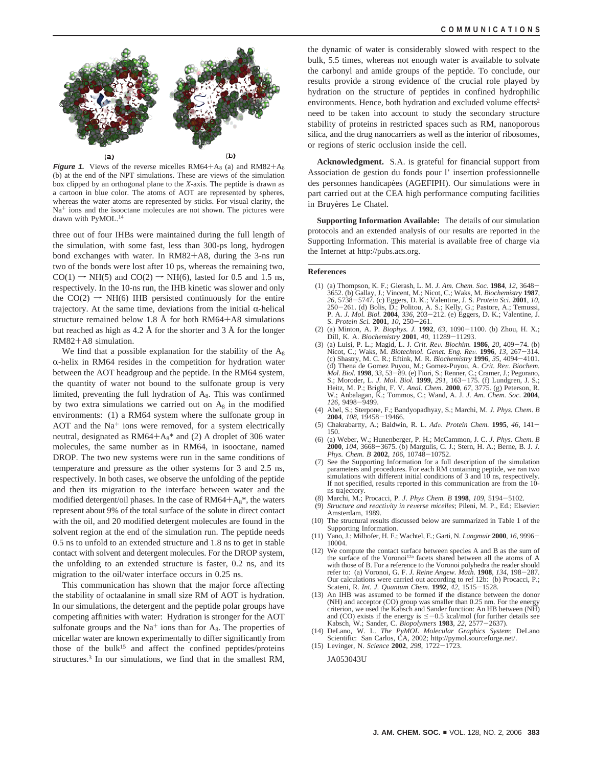**Figure 1.** Views of the reverse micelles RM64+$A_8$ (a) and RM82+$A_8$ (b) at the end of the NPT simulations. These are views of the simulation box clipped by an orthogonal plane to the *X*-axis. The peptide is drawn as a cartoon in blue color. The atoms of AOT are represented by spheres, whereas the water atoms are represented by sticks. For visual clarity, the $Na^+$ ions and the isooctane molecules are not shown. The pictures were drawn with PyMOL.[14]

three out of four IHBs were maintained during the full length of the simulation, with some fast, less than 300-ps long, hydrogen bond exchanges with water. In RM82+A8, during the 3-ns run two of the bonds were lost after 10 ps, whereas the remaining two, CO(1) → NH(5) and CO(2) → NH(6), lasted for 0.5 and 1.5 ns, respectively. In the 10-ns run, the IHB kinetic was slower and only the CO(2) → NH(6) IHB persisted continuously for the entire trajectory. At the same time, deviations from the initial α-helical structure remained below 1.8 Å for both RM64+A8 simulations but reached as high as 4.2 Å for the shorter and 3 Å for the longer RM82+A8 simulation.

We find that a possible explanation for the stability of the $A_8$ α-helix in RM64 resides in the competition for hydration water between the AOT headgroup and the peptide. In the RM64 system, the quantity of water not bound to the sulfonate group is very limited, preventing the full hydration of $A_8$. This was confirmed by two extra simulations we carried out on $A_8$ in the modified environments: (1) a RM64 system where the sulfonate group in AOT and the $Na^+$ ions were removed, for a system electrically neutral, designated as RM64+$A_8$* and (2) A droplet of 306 water molecules, the same number as in RM64, in isooctane, named DROP. The two new systems were run in the same conditions of temperature and pressure as the other systems for 3 and 2.5 ns, respectively. In both cases, we observe the unfolding of the peptide and then its migration to the interface between water and the modified detergent/oil phases. In the case of RM64+$A_8$*, the waters represent about 9% of the total surface of the solute in direct contact with the oil, and 20 modified detergent molecules are found in the solvent region at the end of the simulation run. The peptide needs 0.5 ns to unfold to an extended structure and 1.8 ns to get in stable contact with solvent and detergent molecules. For the DROP system, the unfolding to an extended structure is faster, 0.2 ns, and its migration to the oil/water interface occurs in 0.25 ns.

This communication has shown that the major force affecting the stability of octaalanine in small size RM of AOT is hydration. In our simulations, the detergent and the peptide polar groups have competing affinities with water: Hydration is stronger for the AOT sulfonate groups and the $Na^+$ ions than for $A_8$. The properties of micellar water are known experimentally to differ significantly from those of the bulk[15] and affect the confined peptides/proteins structures.[3] In our simulations, we find that in the smallest RM, the dynamic of water is considerably slowed with respect to the bulk, 5.5 times, whereas not enough water is available to solvate the carbonyl and amide groups of the peptide. To conclude, our results provide a strong evidence of the crucial role played by hydration on the structure of peptides in confined hydrophilic environments. Hence, both hydration and excluded volume effects[2] need to be taken into account to study the secondary structure stability of proteins in restricted spaces such as RM, nanoporous silica, and the drug nanocarriers as well as the interior of ribosomes, or regions of steric occlusion inside the cell.

**Acknowledgment.** S.A. is grateful for financial support from Association de gestion du fonds pour l' insertion professionnelle des personnes handicapées (AGEFIPH). Our simulations were in part carried out at the CEA high performance computing facilities in Bruyères Le Chatel.

**Supporting Information Available:** The details of our simulation protocols and an extended analysis of our results are reported in the Supporting Information. This material is available free of charge via the Internet at http://pubs.acs.org.

## References

(1) (a) Thompson, K. F.; Gierash, L. M. *J. Am. Chem. Soc.* **1984**, *12*, 3648–3652. (b) Gallay, J.; Vincent, M.; Nicot, C.; Waks, M. *Biochemistry* **1987**, *26*, 5738–5747. (c) Eggers, D. K.; Valentine, J. S. *Protein Sci.* **2001**, *10*, 250–261. (d) Bolis, D.; Politou, A. S.; Kelly, G.; Pastore, A.; Temussi, P. A. *J. Mol. Biol.* **2004**, *336*, 203–212. (e) Eggers, D. K.; Valentine, J. S. *Protein Sci.* **2001**, *10*, 250–261.

(2) (a) Minton, A. P. *Biophys. J.* **1992**, *63*, 1090–1100. (b) Zhou, H. X.; Dill, K. A. *Biochemistry* **2001**, *40*, 11289–11293.

(3) (a) Luisi, P. L.; Magid, L. J. *Crit. Rev. Biochim.* **1986**, *20*, 409–74. (b) Nicot, C.; Waks, M. *Biotechnol. Genet. Eng. Rev.* **1996**, *13*, 267–314. (c) Shastry, M. C. R.; Eftink, M. R. *Biochemistry* **1996**, *35*, 4094–4101. (d) Thena de Gomez Puyou, M.; Gomez-Puyou, A. *Crit. Rev. Biochem. Mol. Biol.* **1998**, *33*, 53–89. (e) Fiori, S.; Renner, C.; Cramer, J.; Pegorano, S.; Moroder, L. *J. Mol. Biol.* **1999**, *291*, 163–175. (f) Lundgren, J. S.; Heitz, M. P.; Bright, F. V. *Anal. Chem.* **2000**, *67*, 3775. (g) Peterson, R. W.; Anbalagan, K.; Tommos, C.; Wand, A. J. *J. Am. Chem. Soc.* **2004**, *126*, 9498–9499.

(4) Abel, S.; Sterpone, F.; Bandyopadhyay, S.; Marchi, M. *J. Phys. Chem. B* **2004**, *108*, 19458–19466.

(5) Chakrabartty, A.; Baldwin, R. L. *Adv. Protein Chem.* **1995**, *46*, 141–150.

(6) (a) Weber, W.; Hunenberger, P. H.; McCammon, J. C. *J. Phys. Chem. B* **2000**, *104*, 3668–3675. (b) Margulis, C. J.; Stern, H. A.; Berne, B. J. *J. Phys. Chem. B* **2002**, *106*, 10748–10752.

(7) See the Supporting Information for a full description of the simulation parameters and procedures. For each RM containing peptide, we ran two simulations with different initial conditions of 3 and 10 ns, respectively. If not specified, results reported in this communication are from the 10-ns trajectory.

(8) Marchi, M.; Procacci, P. *J. Phys Chem. B* **1998**, *109*, 5194–5102.

(9) *Structure and reactivity in reverse micelles*; Pileni, M. P., Ed.; Elsevier: Amsterdam, 1989.

(10) The structural results discussed below are summarized in Table 1 of the Supporting Information.

(11) Yano, J.; Milhofer, H. F.; Wachtel, E.; Garti, N. *Langmuir* **2000**, *16*, 9996–10004.

(12) We compute the contact surface between species A and B as the sum of the surface of the Voronoi[12a] facets shared between all the atoms of A with those of B. For a reference to the Voronoi polyhedra the reader should refer to: (a) Voronoi, G. F. *J. Reine Angew. Math.* **1908**, *134*, 198–287. Our calculations were carried out according to ref 12b: (b) Procacci, P.; Scateni, R. *Int. J. Quantum Chem.* **1992**, *42*, 1515–1528.

(13) An IHB was assumed to be formed if the distance between the donor (NH) and acceptor (CO) group was smaller than 0.25 nm. For the energy criterion, we used the Kabsch and Sander function: An HB between (NH) and (CO) exists if the energy is ≤ −0.5 kcal/mol (for further details see Kabsch, W.; Sander, C. *Biopolymers* **1983**, *22*, 2577–2637).

(14) DeLano, W. L. *The PyMOL Molecular Graphics System*; DeLano Scientific: San Carlos, CA, 2002; http://pymol.sourceforge.net/.

(15) Levinger, N. *Science* **2002**, *298*, 1722–1723.

JA053043U